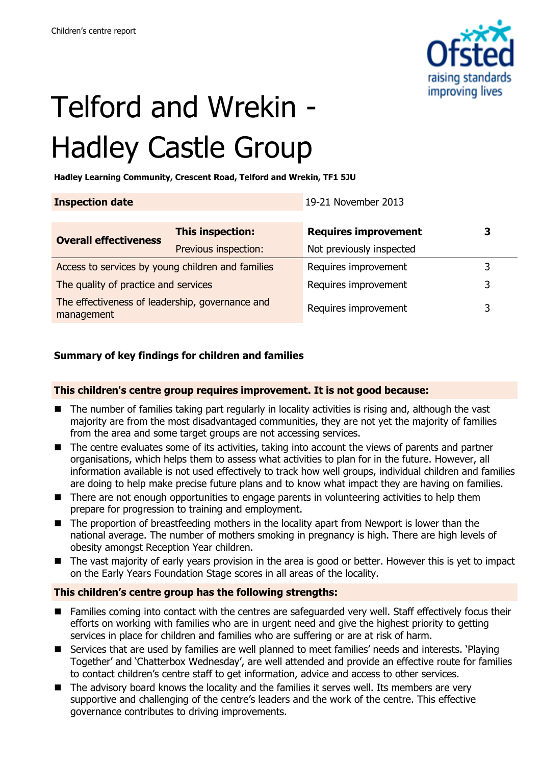Children's centre report

# Telford and Wrekin - Hadley Castle Group

**Hadley Learning Community, Crescent Road, Telford and Wrekin, TF1 5JU**

| **Inspection date** | | 19-21 November 2013 | |
|---|---|---|---|
| **Overall effectiveness** | **This inspection:** | **Requires improvement** | **3** |
| | Previous inspection: | Not previously inspected | |
| Access to services by young children and families | | Requires improvement | 3 |
| The quality of practice and services | | Requires improvement | 3 |
| The effectiveness of leadership, governance and management | | Requires improvement | 3 |

### Summary of key findings for children and families

**This children's centre group requires improvement. It is not good because:**

- The number of families taking part regularly in locality activities is rising and, although the vast majority are from the most disadvantaged communities, they are not yet the majority of families from the area and some target groups are not accessing services.
- The centre evaluates some of its activities, taking into account the views of parents and partner organisations, which helps them to assess what activities to plan for in the future. However, all information available is not used effectively to track how well groups, individual children and families are doing to help make precise future plans and to know what impact they are having on families.
- There are not enough opportunities to engage parents in volunteering activities to help them prepare for progression to training and employment.
- The proportion of breastfeeding mothers in the locality apart from Newport is lower than the national average. The number of mothers smoking in pregnancy is high. There are high levels of obesity amongst Reception Year children.
- The vast majority of early years provision in the area is good or better. However this is yet to impact on the Early Years Foundation Stage scores in all areas of the locality.

**This children's centre group has the following strengths:**

- Families coming into contact with the centres are safeguarded very well. Staff effectively focus their efforts on working with families who are in urgent need and give the highest priority to getting services in place for children and families who are suffering or are at risk of harm.
- Services that are used by families are well planned to meet families' needs and interests. 'Playing Together' and 'Chatterbox Wednesday', are well attended and provide an effective route for families to contact children's centre staff to get information, advice and access to other services.
- The advisory board knows the locality and the families it serves well. Its members are very supportive and challenging of the centre's leaders and the work of the centre. This effective governance contributes to driving improvements.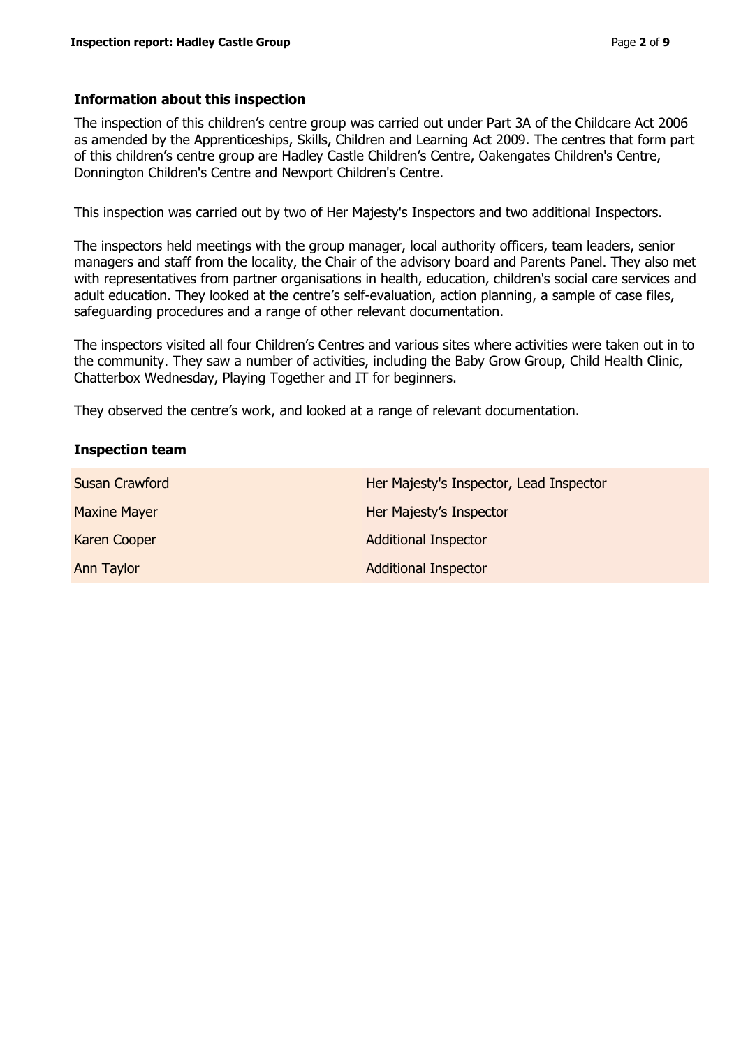### Information about this inspection

The inspection of this children's centre group was carried out under Part 3A of the Childcare Act 2006 as amended by the Apprenticeships, Skills, Children and Learning Act 2009. The centres that form part of this children's centre group are Hadley Castle Children's Centre, Oakengates Children's Centre, Donnington Children's Centre and Newport Children's Centre.

This inspection was carried out by two of Her Majesty's Inspectors and two additional Inspectors.

The inspectors held meetings with the group manager, local authority officers, team leaders, senior managers and staff from the locality, the Chair of the advisory board and Parents Panel. They also met with representatives from partner organisations in health, education, children's social care services and adult education. They looked at the centre's self-evaluation, action planning, a sample of case files, safeguarding procedures and a range of other relevant documentation.

The inspectors visited all four Children's Centres and various sites where activities were taken out in to the community. They saw a number of activities, including the Baby Grow Group, Child Health Clinic, Chatterbox Wednesday, Playing Together and IT for beginners.

They observed the centre's work, and looked at a range of relevant documentation.

### Inspection team

| | |
|---|---|
| Susan Crawford | Her Majesty's Inspector, Lead Inspector |
| Maxine Mayer | Her Majesty's Inspector |
| Karen Cooper | Additional Inspector |
| Ann Taylor | Additional Inspector |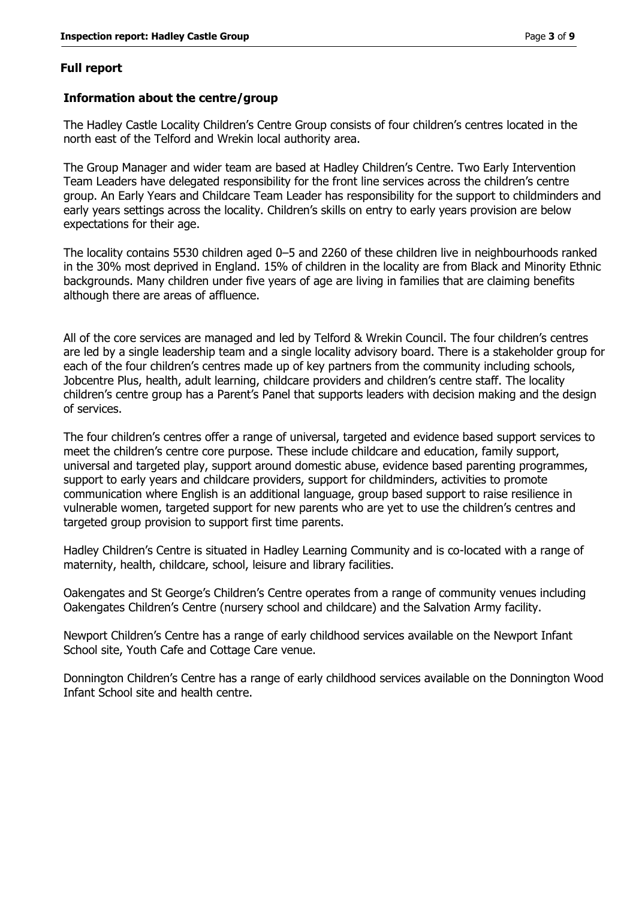## Full report

### Information about the centre/group

The Hadley Castle Locality Children's Centre Group consists of four children's centres located in the north east of the Telford and Wrekin local authority area.

The Group Manager and wider team are based at Hadley Children's Centre. Two Early Intervention Team Leaders have delegated responsibility for the front line services across the children's centre group. An Early Years and Childcare Team Leader has responsibility for the support to childminders and early years settings across the locality. Children's skills on entry to early years provision are below expectations for their age.

The locality contains 5530 children aged 0–5 and 2260 of these children live in neighbourhoods ranked in the 30% most deprived in England. 15% of children in the locality are from Black and Minority Ethnic backgrounds. Many children under five years of age are living in families that are claiming benefits although there are areas of affluence.

All of the core services are managed and led by Telford & Wrekin Council. The four children's centres are led by a single leadership team and a single locality advisory board. There is a stakeholder group for each of the four children's centres made up of key partners from the community including schools, Jobcentre Plus, health, adult learning, childcare providers and children's centre staff. The locality children's centre group has a Parent's Panel that supports leaders with decision making and the design of services.

The four children's centres offer a range of universal, targeted and evidence based support services to meet the children's centre core purpose. These include childcare and education, family support, universal and targeted play, support around domestic abuse, evidence based parenting programmes, support to early years and childcare providers, support for childminders, activities to promote communication where English is an additional language, group based support to raise resilience in vulnerable women, targeted support for new parents who are yet to use the children's centres and targeted group provision to support first time parents.

Hadley Children's Centre is situated in Hadley Learning Community and is co-located with a range of maternity, health, childcare, school, leisure and library facilities.

Oakengates and St George's Children's Centre operates from a range of community venues including Oakengates Children's Centre (nursery school and childcare) and the Salvation Army facility.

Newport Children's Centre has a range of early childhood services available on the Newport Infant School site, Youth Cafe and Cottage Care venue.

Donnington Children's Centre has a range of early childhood services available on the Donnington Wood Infant School site and health centre.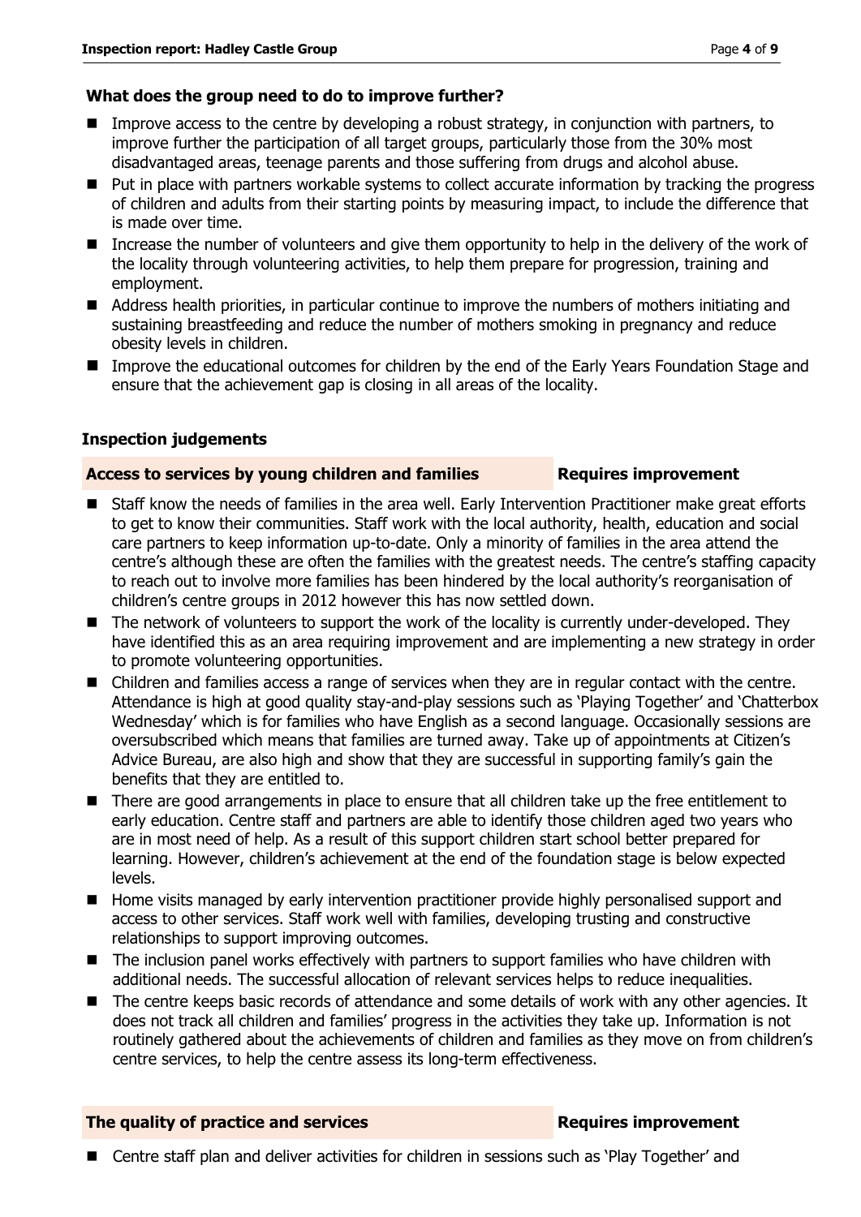### What does the group need to do to improve further?

- Improve access to the centre by developing a robust strategy, in conjunction with partners, to improve further the participation of all target groups, particularly those from the 30% most disadvantaged areas, teenage parents and those suffering from drugs and alcohol abuse.
- Put in place with partners workable systems to collect accurate information by tracking the progress of children and adults from their starting points by measuring impact, to include the difference that is made over time.
- Increase the number of volunteers and give them opportunity to help in the delivery of the work of the locality through volunteering activities, to help them prepare for progression, training and employment.
- Address health priorities, in particular continue to improve the numbers of mothers initiating and sustaining breastfeeding and reduce the number of mothers smoking in pregnancy and reduce obesity levels in children.
- Improve the educational outcomes for children by the end of the Early Years Foundation Stage and ensure that the achievement gap is closing in all areas of the locality.

### Inspection judgements

| Access to services by young children and families | Requires improvement |
|---|---|

- Staff know the needs of families in the area well. Early Intervention Practitioner make great efforts to get to know their communities. Staff work with the local authority, health, education and social care partners to keep information up-to-date. Only a minority of families in the area attend the centre's although these are often the families with the greatest needs. The centre's staffing capacity to reach out to involve more families has been hindered by the local authority's reorganisation of children's centre groups in 2012 however this has now settled down.
- The network of volunteers to support the work of the locality is currently under-developed. They have identified this as an area requiring improvement and are implementing a new strategy in order to promote volunteering opportunities.
- Children and families access a range of services when they are in regular contact with the centre. Attendance is high at good quality stay-and-play sessions such as 'Playing Together' and 'Chatterbox Wednesday' which is for families who have English as a second language. Occasionally sessions are oversubscribed which means that families are turned away. Take up of appointments at Citizen's Advice Bureau, are also high and show that they are successful in supporting family's gain the benefits that they are entitled to.
- There are good arrangements in place to ensure that all children take up the free entitlement to early education. Centre staff and partners are able to identify those children aged two years who are in most need of help. As a result of this support children start school better prepared for learning. However, children's achievement at the end of the foundation stage is below expected levels.
- Home visits managed by early intervention practitioner provide highly personalised support and access to other services. Staff work well with families, developing trusting and constructive relationships to support improving outcomes.
- The inclusion panel works effectively with partners to support families who have children with additional needs. The successful allocation of relevant services helps to reduce inequalities.
- The centre keeps basic records of attendance and some details of work with any other agencies. It does not track all children and families' progress in the activities they take up. Information is not routinely gathered about the achievements of children and families as they move on from children's centre services, to help the centre assess its long-term effectiveness.

| The quality of practice and services | Requires improvement |
|---|---|

- Centre staff plan and deliver activities for children in sessions such as 'Play Together' and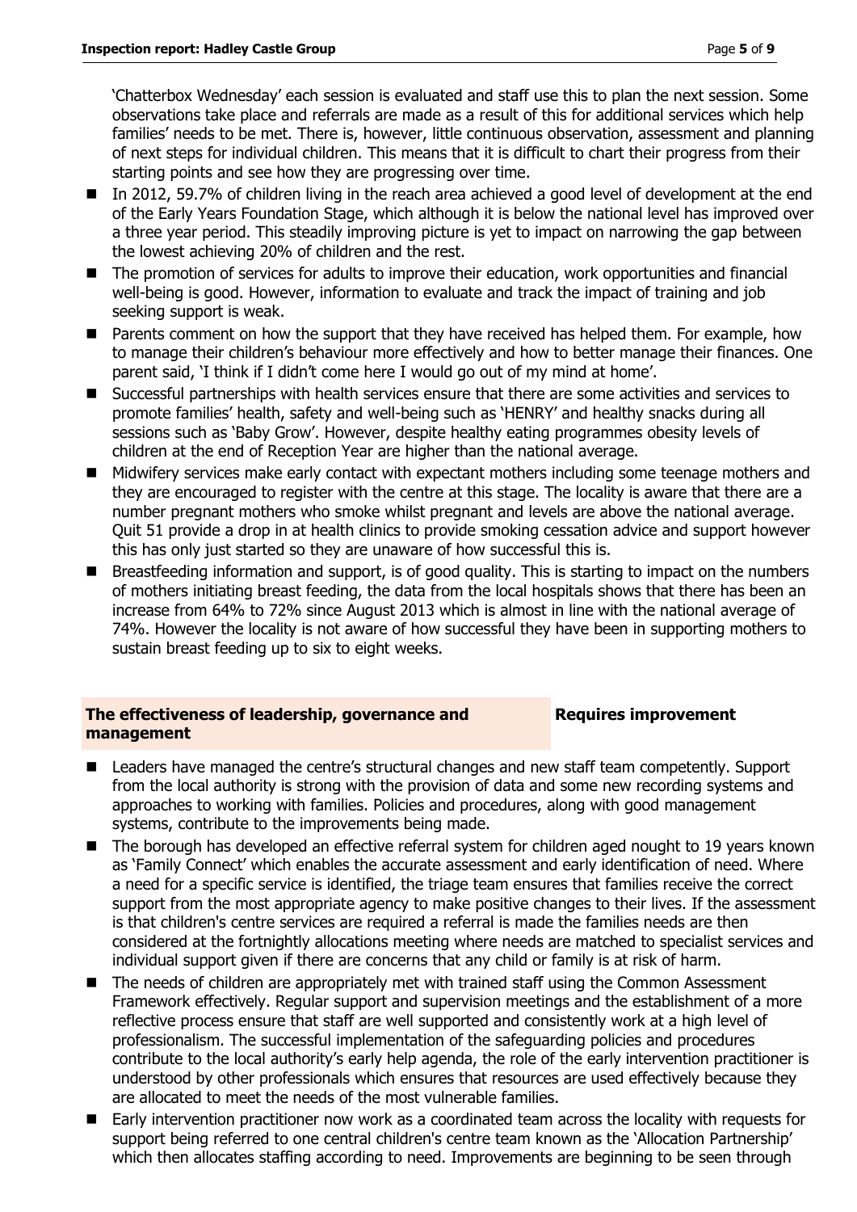'Chatterbox Wednesday' each session is evaluated and staff use this to plan the next session. Some observations take place and referrals are made as a result of this for additional services which help families' needs to be met. There is, however, little continuous observation, assessment and planning of next steps for individual children. This means that it is difficult to chart their progress from their starting points and see how they are progressing over time.

- In 2012, 59.7% of children living in the reach area achieved a good level of development at the end of the Early Years Foundation Stage, which although it is below the national level has improved over a three year period. This steadily improving picture is yet to impact on narrowing the gap between the lowest achieving 20% of children and the rest.
- The promotion of services for adults to improve their education, work opportunities and financial well-being is good. However, information to evaluate and track the impact of training and job seeking support is weak.
- Parents comment on how the support that they have received has helped them. For example, how to manage their children's behaviour more effectively and how to better manage their finances. One parent said, 'I think if I didn't come here I would go out of my mind at home'.
- Successful partnerships with health services ensure that there are some activities and services to promote families' health, safety and well-being such as 'HENRY' and healthy snacks during all sessions such as 'Baby Grow'. However, despite healthy eating programmes obesity levels of children at the end of Reception Year are higher than the national average.
- Midwifery services make early contact with expectant mothers including some teenage mothers and they are encouraged to register with the centre at this stage. The locality is aware that there are a number pregnant mothers who smoke whilst pregnant and levels are above the national average. Quit 51 provide a drop in at health clinics to provide smoking cessation advice and support however this has only just started so they are unaware of how successful this is.
- Breastfeeding information and support, is of good quality. This is starting to impact on the numbers of mothers initiating breast feeding, the data from the local hospitals shows that there has been an increase from 64% to 72% since August 2013 which is almost in line with the national average of 74%. However the locality is not aware of how successful they have been in supporting mothers to sustain breast feeding up to six to eight weeks.

| **The effectiveness of leadership, governance and management** | **Requires improvement** |
|---|---|

- Leaders have managed the centre's structural changes and new staff team competently. Support from the local authority is strong with the provision of data and some new recording systems and approaches to working with families. Policies and procedures, along with good management systems, contribute to the improvements being made.
- The borough has developed an effective referral system for children aged nought to 19 years known as 'Family Connect' which enables the accurate assessment and early identification of need. Where a need for a specific service is identified, the triage team ensures that families receive the correct support from the most appropriate agency to make positive changes to their lives. If the assessment is that children's centre services are required a referral is made the families needs are then considered at the fortnightly allocations meeting where needs are matched to specialist services and individual support given if there are concerns that any child or family is at risk of harm.
- The needs of children are appropriately met with trained staff using the Common Assessment Framework effectively. Regular support and supervision meetings and the establishment of a more reflective process ensure that staff are well supported and consistently work at a high level of professionalism. The successful implementation of the safeguarding policies and procedures contribute to the local authority's early help agenda, the role of the early intervention practitioner is understood by other professionals which ensures that resources are used effectively because they are allocated to meet the needs of the most vulnerable families.
- Early intervention practitioner now work as a coordinated team across the locality with requests for support being referred to one central children's centre team known as the 'Allocation Partnership' which then allocates staffing according to need. Improvements are beginning to be seen through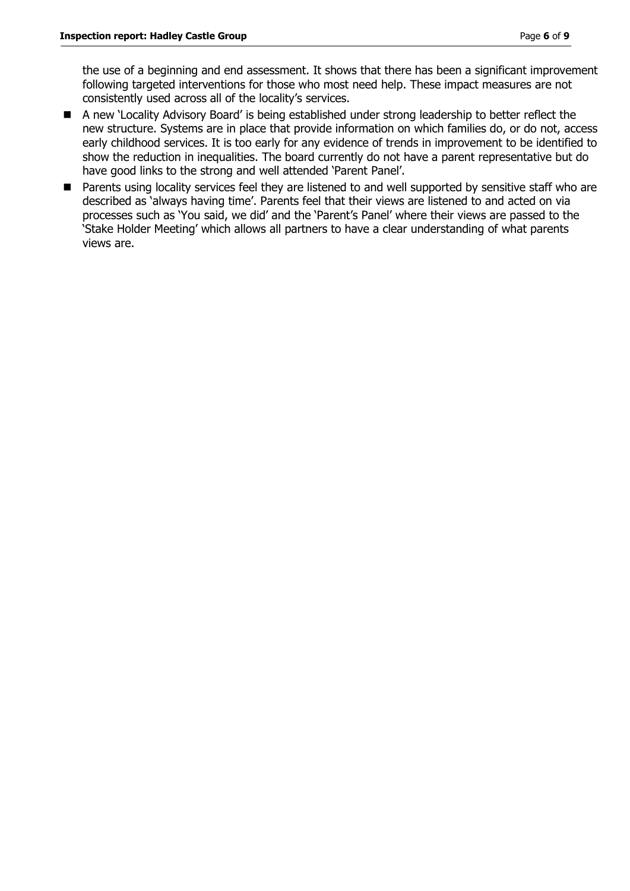the use of a beginning and end assessment. It shows that there has been a significant improvement following targeted interventions for those who most need help. These impact measures are not consistently used across all of the locality's services.

- A new 'Locality Advisory Board' is being established under strong leadership to better reflect the new structure. Systems are in place that provide information on which families do, or do not, access early childhood services. It is too early for any evidence of trends in improvement to be identified to show the reduction in inequalities. The board currently do not have a parent representative but do have good links to the strong and well attended 'Parent Panel'.
- Parents using locality services feel they are listened to and well supported by sensitive staff who are described as 'always having time'. Parents feel that their views are listened to and acted on via processes such as 'You said, we did' and the 'Parent's Panel' where their views are passed to the 'Stake Holder Meeting' which allows all partners to have a clear understanding of what parents views are.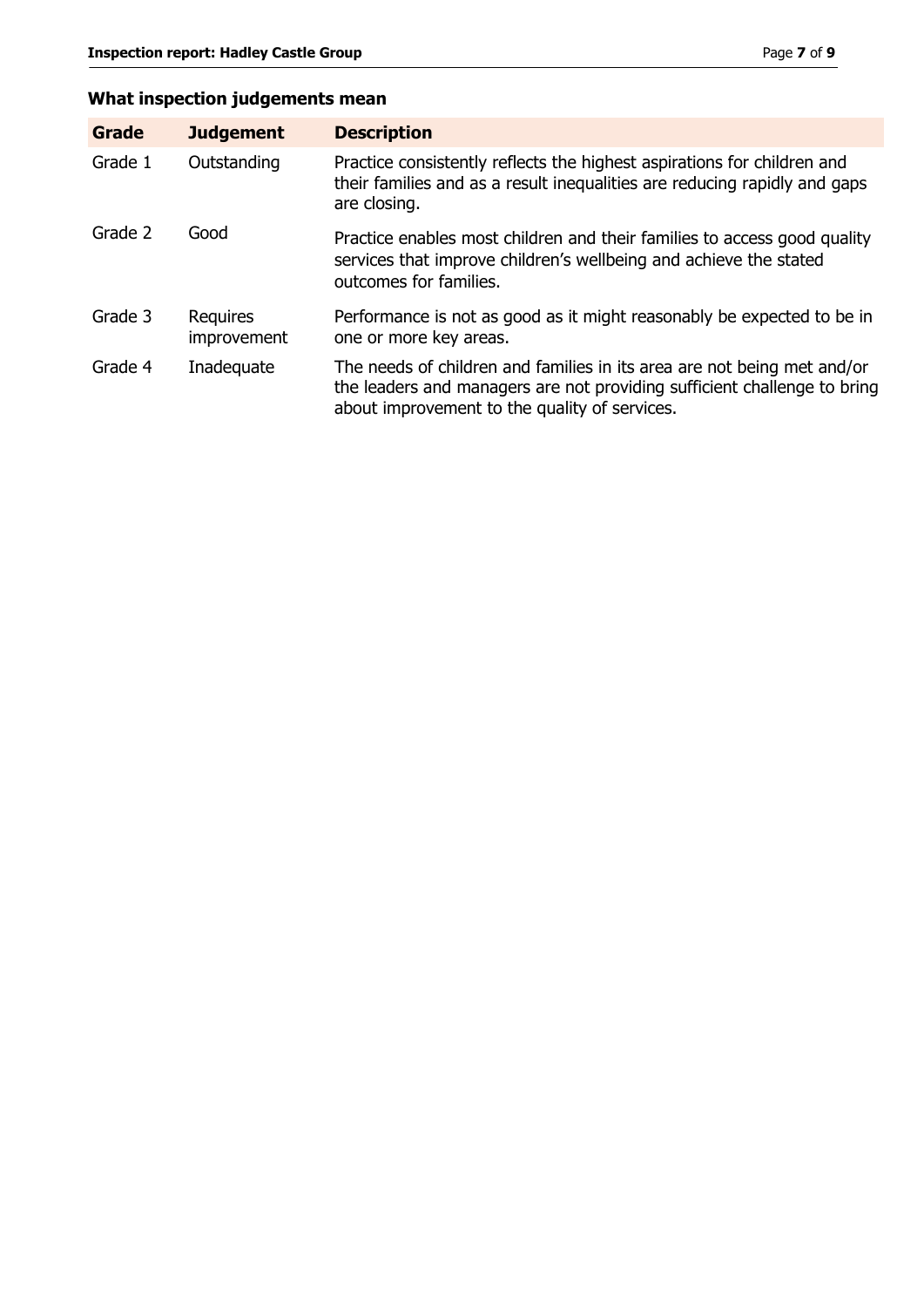## What inspection judgements mean

| Grade | Judgement | Description |
|---|---|---|
| Grade 1 | Outstanding | Practice consistently reflects the highest aspirations for children and their families and as a result inequalities are reducing rapidly and gaps are closing. |
| Grade 2 | Good | Practice enables most children and their families to access good quality services that improve children's wellbeing and achieve the stated outcomes for families. |
| Grade 3 | Requires improvement | Performance is not as good as it might reasonably be expected to be in one or more key areas. |
| Grade 4 | Inadequate | The needs of children and families in its area are not being met and/or the leaders and managers are not providing sufficient challenge to bring about improvement to the quality of services. |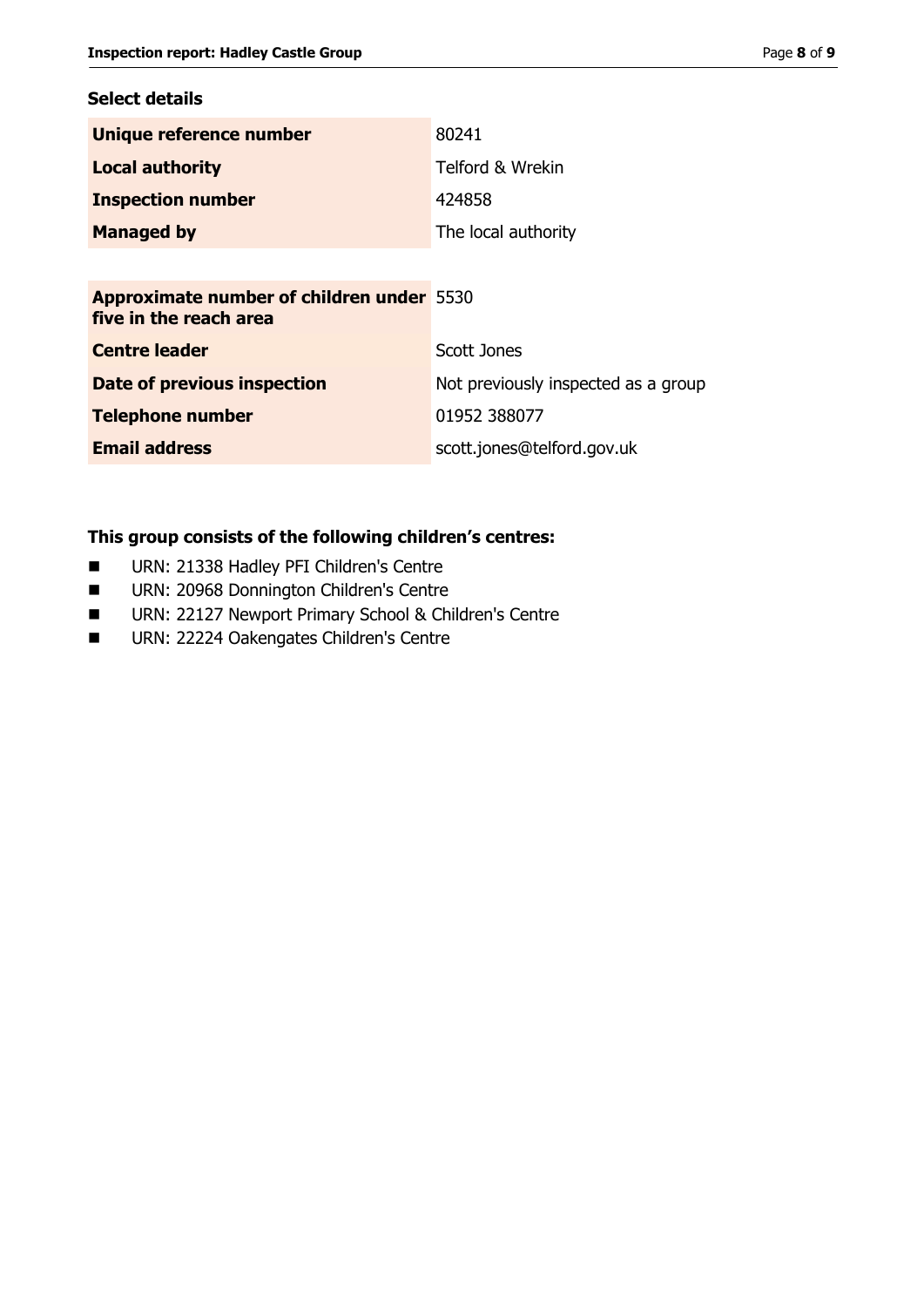## Select details

| | |
|---|---|
| **Unique reference number** | 80241 |
| **Local authority** | Telford & Wrekin |
| **Inspection number** | 424858 |
| **Managed by** | The local authority |

| | |
|---|---|
| **Approximate number of children under five in the reach area** | 5530 |
| **Centre leader** | Scott Jones |
| **Date of previous inspection** | Not previously inspected as a group |
| **Telephone number** | 01952 388077 |
| **Email address** | scott.jones@telford.gov.uk |

### This group consists of the following children's centres:

- URN: 21338 Hadley PFI Children's Centre
- URN: 20968 Donnington Children's Centre
- URN: 22127 Newport Primary School & Children's Centre
- URN: 22224 Oakengates Children's Centre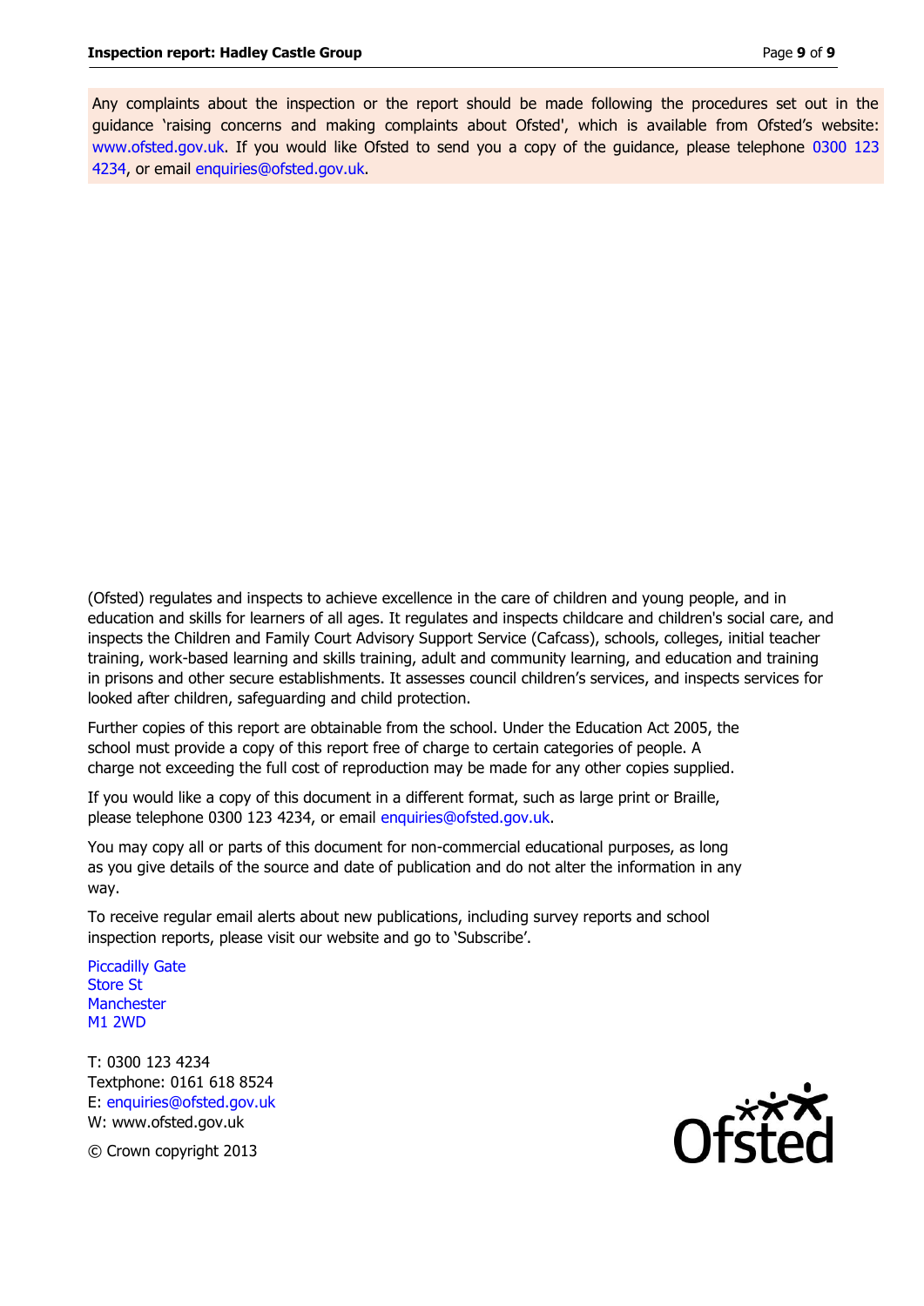Any complaints about the inspection or the report should be made following the procedures set out in the guidance 'raising concerns and making complaints about Ofsted', which is available from Ofsted's website: www.ofsted.gov.uk. If you would like Ofsted to send you a copy of the guidance, please telephone 0300 123 4234, or email enquiries@ofsted.gov.uk.

(Ofsted) regulates and inspects to achieve excellence in the care of children and young people, and in education and skills for learners of all ages. It regulates and inspects childcare and children's social care, and inspects the Children and Family Court Advisory Support Service (Cafcass), schools, colleges, initial teacher training, work-based learning and skills training, adult and community learning, and education and training in prisons and other secure establishments. It assesses council children's services, and inspects services for looked after children, safeguarding and child protection.

Further copies of this report are obtainable from the school. Under the Education Act 2005, the school must provide a copy of this report free of charge to certain categories of people. A charge not exceeding the full cost of reproduction may be made for any other copies supplied.

If you would like a copy of this document in a different format, such as large print or Braille, please telephone 0300 123 4234, or email enquiries@ofsted.gov.uk.

You may copy all or parts of this document for non-commercial educational purposes, as long as you give details of the source and date of publication and do not alter the information in any way.

To receive regular email alerts about new publications, including survey reports and school inspection reports, please visit our website and go to 'Subscribe'.

Piccadilly Gate
Store St
Manchester
M1 2WD

T: 0300 123 4234
Textphone: 0161 618 8524
E: enquiries@ofsted.gov.uk
W: www.ofsted.gov.uk

© Crown copyright 2013

Ofsted